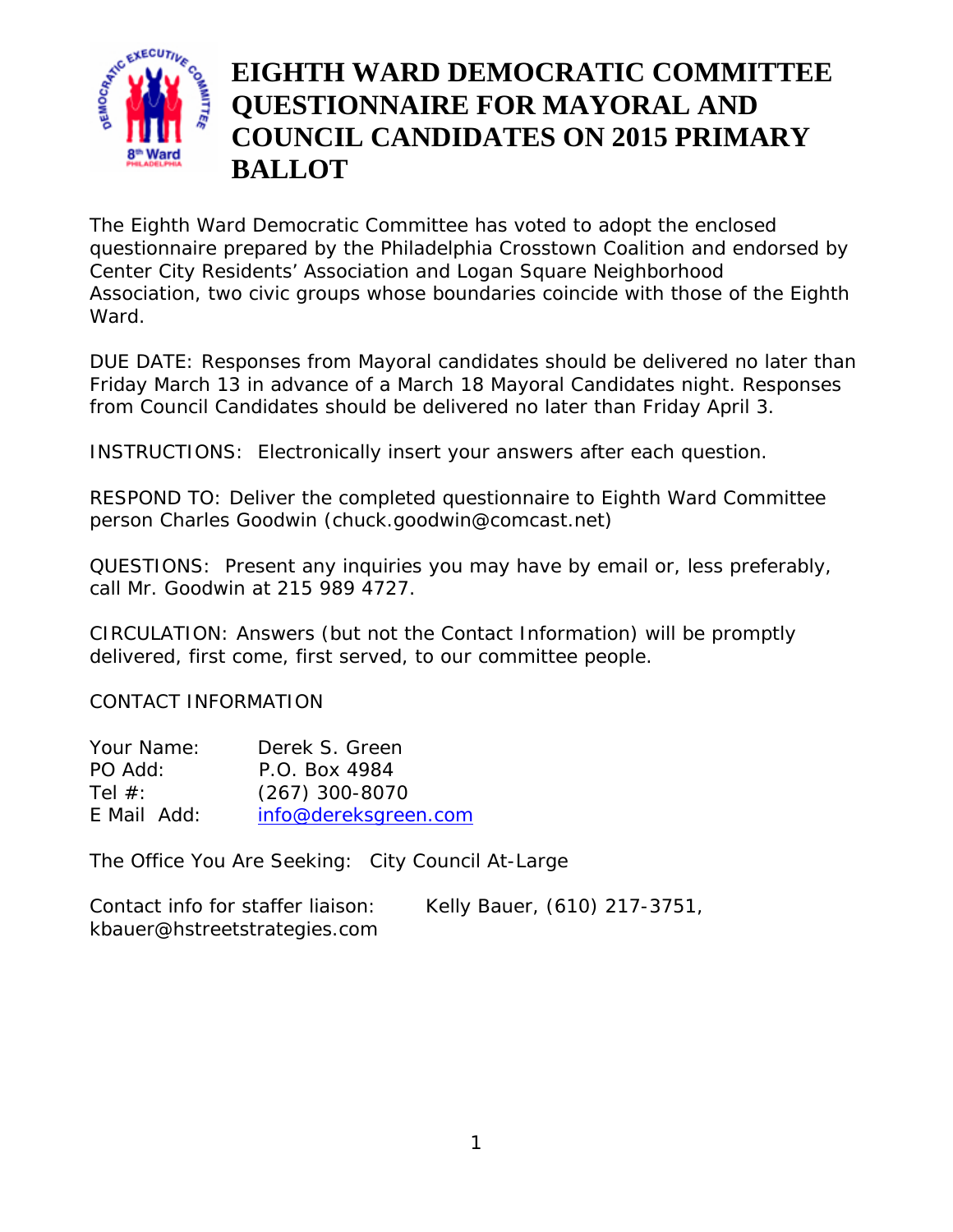# EIGHTH WARD DEMOCRATIC COMMITTEE QUESTIONNAIRE FOR MAYORAL AND COUNCIL CANDIDATES ON 2015 PRIMARY BALLOT

The Eighth Ward Democratic Committee has voted to adopt the enclosed questionnaire prepared by the Philadelphia Crosstown Coalition and endorsed by Center City Residents' Association and Logan Square Neighborhood Association, two civic groups whose boundaries coincide with those of the Eighth Ward.

DUE DATE: Responses from Mayoral candidates should be delivered no later than Friday March 13 in advance of a March 18 Mayoral Candidates night. Responses from Council Candidates should be delivered no later than Friday April 3.

INSTRUCTIONS: Electronically insert your answers after each question.

RESPOND TO: Deliver the completed questionnaire to Eighth Ward Committee person Charles Goodwin (chuck.goodwin@comcast.net)

QUESTIONS: Present any inquiries you may have by email or, less preferably, call Mr. Goodwin at 215 989 4727.

CIRCULATION: Answers (but not the Contact Information) will be promptly delivered, first come, first served, to our committee people.

CONTACT INFORMATION

Your Name: Derek S. Green
PO Add: P.O. Box 4984
Tel #: (267) 300-8070
E Mail Add: info@dereksgreen.com

The Office You Are Seeking: City Council At-Large

Contact info for staffer liaison: Kelly Bauer, (610) 217-3751, kbauer@hstreetstrategies.com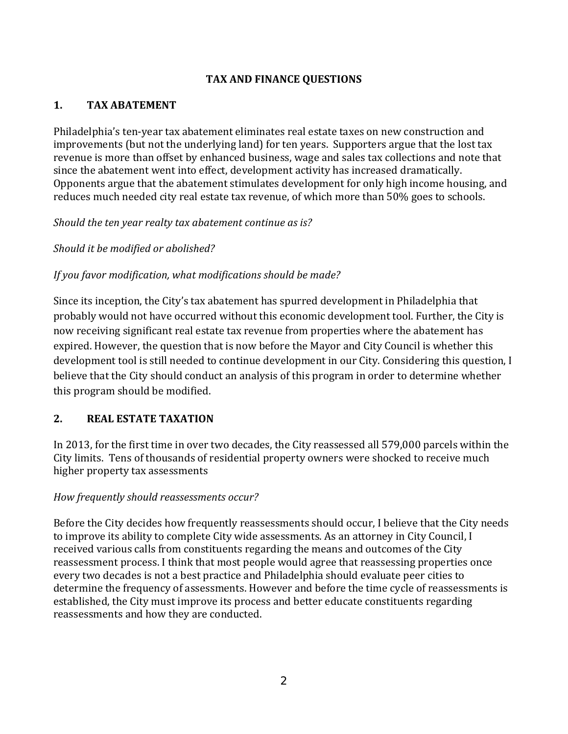## TAX AND FINANCE QUESTIONS

### 1. TAX ABATEMENT

Philadelphia's ten-year tax abatement eliminates real estate taxes on new construction and improvements (but not the underlying land) for ten years. Supporters argue that the lost tax revenue is more than offset by enhanced business, wage and sales tax collections and note that since the abatement went into effect, development activity has increased dramatically. Opponents argue that the abatement stimulates development for only high income housing, and reduces much needed city real estate tax revenue, of which more than 50% goes to schools.

*Should the ten year realty tax abatement continue as is?*

*Should it be modified or abolished?*

*If you favor modification, what modifications should be made?*

Since its inception, the City's tax abatement has spurred development in Philadelphia that probably would not have occurred without this economic development tool. Further, the City is now receiving significant real estate tax revenue from properties where the abatement has expired. However, the question that is now before the Mayor and City Council is whether this development tool is still needed to continue development in our City. Considering this question, I believe that the City should conduct an analysis of this program in order to determine whether this program should be modified.

### 2. REAL ESTATE TAXATION

In 2013, for the first time in over two decades, the City reassessed all 579,000 parcels within the City limits. Tens of thousands of residential property owners were shocked to receive much higher property tax assessments

*How frequently should reassessments occur?*

Before the City decides how frequently reassessments should occur, I believe that the City needs to improve its ability to complete City wide assessments. As an attorney in City Council, I received various calls from constituents regarding the means and outcomes of the City reassessment process. I think that most people would agree that reassessing properties once every two decades is not a best practice and Philadelphia should evaluate peer cities to determine the frequency of assessments. However and before the time cycle of reassessments is established, the City must improve its process and better educate constituents regarding reassessments and how they are conducted.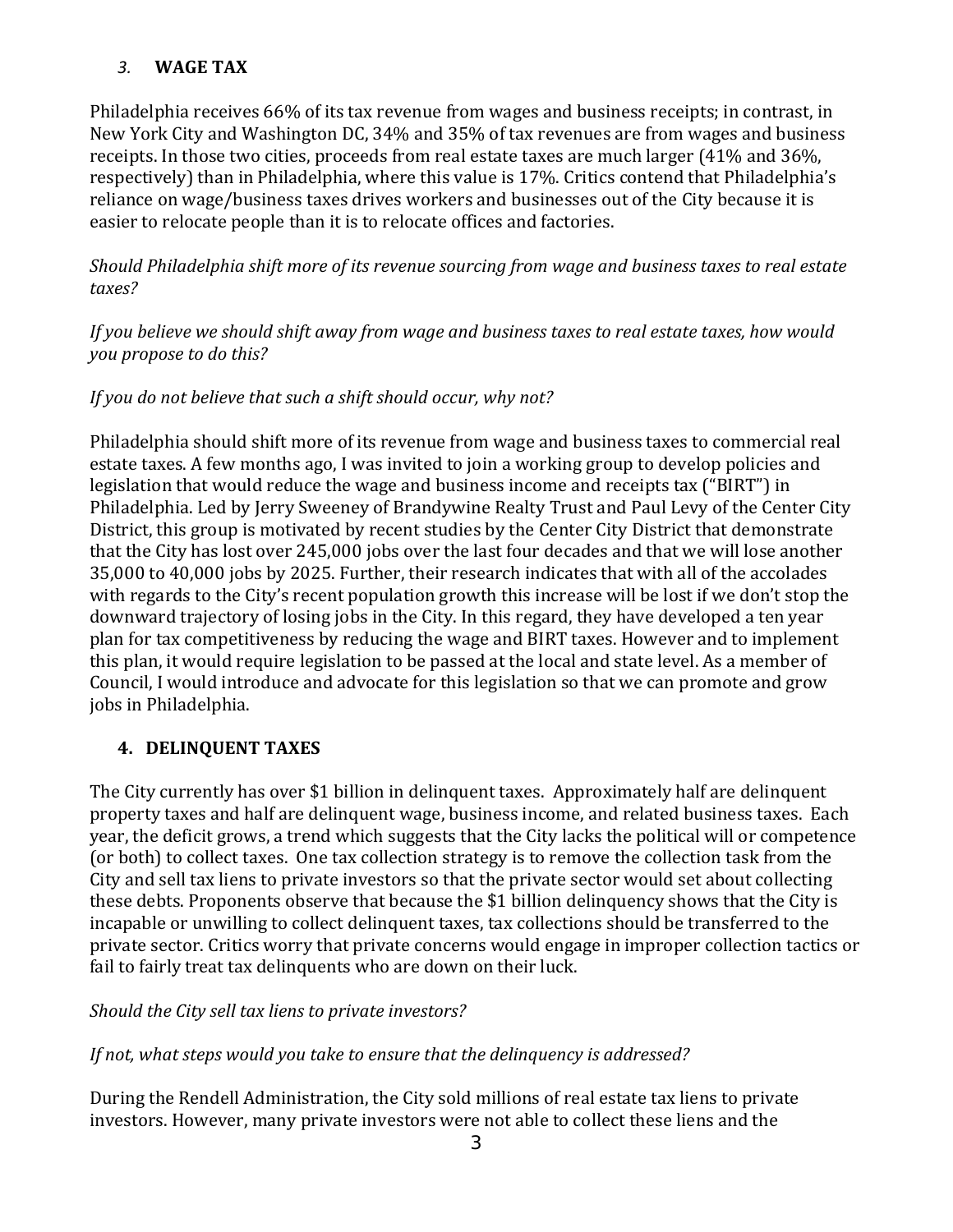### 3. WAGE TAX

Philadelphia receives 66% of its tax revenue from wages and business receipts; in contrast, in New York City and Washington DC, 34% and 35% of tax revenues are from wages and business receipts. In those two cities, proceeds from real estate taxes are much larger (41% and 36%, respectively) than in Philadelphia, where this value is 17%. Critics contend that Philadelphia's reliance on wage/business taxes drives workers and businesses out of the City because it is easier to relocate people than it is to relocate offices and factories.

*Should Philadelphia shift more of its revenue sourcing from wage and business taxes to real estate taxes?*

*If you believe we should shift away from wage and business taxes to real estate taxes, how would you propose to do this?*

*If you do not believe that such a shift should occur, why not?*

Philadelphia should shift more of its revenue from wage and business taxes to commercial real estate taxes. A few months ago, I was invited to join a working group to develop policies and legislation that would reduce the wage and business income and receipts tax ("BIRT") in Philadelphia. Led by Jerry Sweeney of Brandywine Realty Trust and Paul Levy of the Center City District, this group is motivated by recent studies by the Center City District that demonstrate that the City has lost over 245,000 jobs over the last four decades and that we will lose another 35,000 to 40,000 jobs by 2025. Further, their research indicates that with all of the accolades with regards to the City's recent population growth this increase will be lost if we don't stop the downward trajectory of losing jobs in the City. In this regard, they have developed a ten year plan for tax competitiveness by reducing the wage and BIRT taxes. However and to implement this plan, it would require legislation to be passed at the local and state level. As a member of Council, I would introduce and advocate for this legislation so that we can promote and grow jobs in Philadelphia.

### 4. DELINQUENT TAXES

The City currently has over $1 billion in delinquent taxes. Approximately half are delinquent property taxes and half are delinquent wage, business income, and related business taxes. Each year, the deficit grows, a trend which suggests that the City lacks the political will or competence (or both) to collect taxes. One tax collection strategy is to remove the collection task from the City and sell tax liens to private investors so that the private sector would set about collecting these debts. Proponents observe that because the $1 billion delinquency shows that the City is incapable or unwilling to collect delinquent taxes, tax collections should be transferred to the private sector. Critics worry that private concerns would engage in improper collection tactics or fail to fairly treat tax delinquents who are down on their luck.

*Should the City sell tax liens to private investors?*

*If not, what steps would you take to ensure that the delinquency is addressed?*

During the Rendell Administration, the City sold millions of real estate tax liens to private investors. However, many private investors were not able to collect these liens and the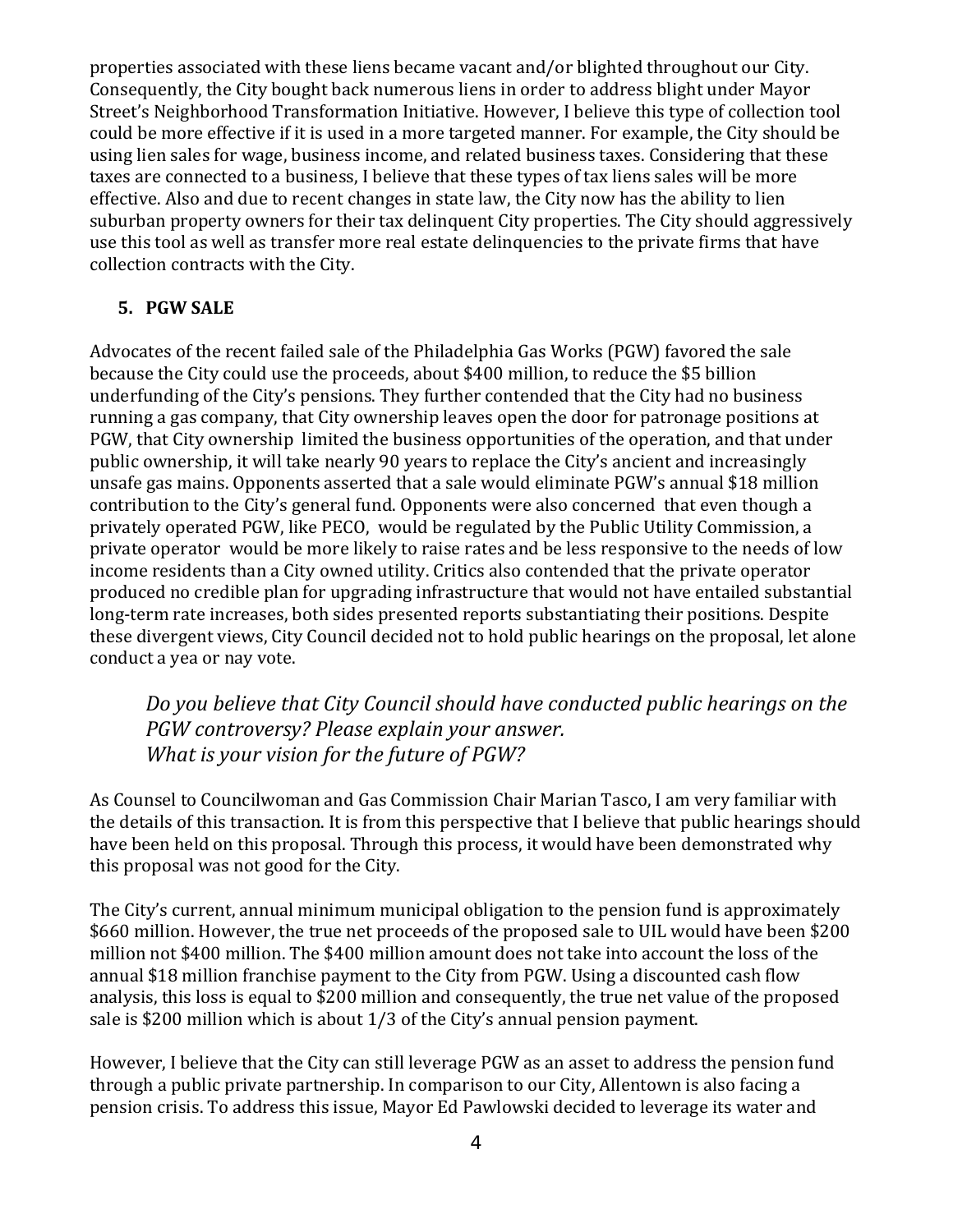properties associated with these liens became vacant and/or blighted throughout our City. Consequently, the City bought back numerous liens in order to address blight under Mayor Street's Neighborhood Transformation Initiative. However, I believe this type of collection tool could be more effective if it is used in a more targeted manner. For example, the City should be using lien sales for wage, business income, and related business taxes. Considering that these taxes are connected to a business, I believe that these types of tax liens sales will be more effective. Also and due to recent changes in state law, the City now has the ability to lien suburban property owners for their tax delinquent City properties. The City should aggressively use this tool as well as transfer more real estate delinquencies to the private firms that have collection contracts with the City.

## 5. PGW SALE

Advocates of the recent failed sale of the Philadelphia Gas Works (PGW) favored the sale because the City could use the proceeds, about $400 million, to reduce the $5 billion underfunding of the City's pensions. They further contended that the City had no business running a gas company, that City ownership leaves open the door for patronage positions at PGW, that City ownership limited the business opportunities of the operation, and that under public ownership, it will take nearly 90 years to replace the City's ancient and increasingly unsafe gas mains. Opponents asserted that a sale would eliminate PGW's annual $18 million contribution to the City's general fund. Opponents were also concerned that even though a privately operated PGW, like PECO, would be regulated by the Public Utility Commission, a private operator would be more likely to raise rates and be less responsive to the needs of low income residents than a City owned utility. Critics also contended that the private operator produced no credible plan for upgrading infrastructure that would not have entailed substantial long-term rate increases, both sides presented reports substantiating their positions. Despite these divergent views, City Council decided not to hold public hearings on the proposal, let alone conduct a yea or nay vote.

*Do you believe that City Council should have conducted public hearings on the PGW controversy? Please explain your answer.*
*What is your vision for the future of PGW?*

As Counsel to Councilwoman and Gas Commission Chair Marian Tasco, I am very familiar with the details of this transaction. It is from this perspective that I believe that public hearings should have been held on this proposal. Through this process, it would have been demonstrated why this proposal was not good for the City.

The City's current, annual minimum municipal obligation to the pension fund is approximately $660 million. However, the true net proceeds of the proposed sale to UIL would have been $200 million not $400 million. The $400 million amount does not take into account the loss of the annual $18 million franchise payment to the City from PGW. Using a discounted cash flow analysis, this loss is equal to $200 million and consequently, the true net value of the proposed sale is $200 million which is about 1/3 of the City's annual pension payment.

However, I believe that the City can still leverage PGW as an asset to address the pension fund through a public private partnership. In comparison to our City, Allentown is also facing a pension crisis. To address this issue, Mayor Ed Pawlowski decided to leverage its water and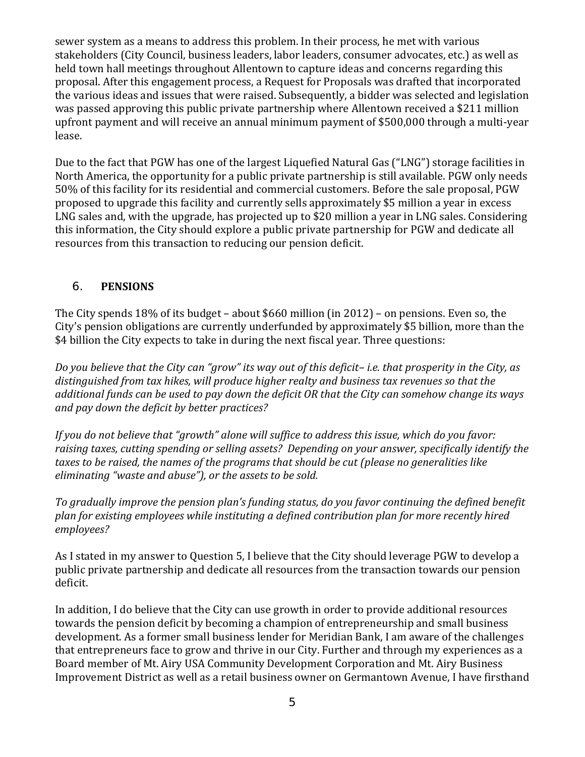sewer system as a means to address this problem. In their process, he met with various stakeholders (City Council, business leaders, labor leaders, consumer advocates, etc.) as well as held town hall meetings throughout Allentown to capture ideas and concerns regarding this proposal. After this engagement process, a Request for Proposals was drafted that incorporated the various ideas and issues that were raised. Subsequently, a bidder was selected and legislation was passed approving this public private partnership where Allentown received a $211 million upfront payment and will receive an annual minimum payment of $500,000 through a multi-year lease.

Due to the fact that PGW has one of the largest Liquefied Natural Gas ("LNG") storage facilities in North America, the opportunity for a public private partnership is still available. PGW only needs 50% of this facility for its residential and commercial customers. Before the sale proposal, PGW proposed to upgrade this facility and currently sells approximately $5 million a year in excess LNG sales and, with the upgrade, has projected up to $20 million a year in LNG sales. Considering this information, the City should explore a public private partnership for PGW and dedicate all resources from this transaction to reducing our pension deficit.

## 6. PENSIONS

The City spends 18% of its budget – about $660 million (in 2012) – on pensions. Even so, the City's pension obligations are currently underfunded by approximately $5 billion, more than the $4 billion the City expects to take in during the next fiscal year. Three questions:

*Do you believe that the City can "grow" its way out of this deficit– i.e. that prosperity in the City, as distinguished from tax hikes, will produce higher realty and business tax revenues so that the additional funds can be used to pay down the deficit OR that the City can somehow change its ways and pay down the deficit by better practices?*

*If you do not believe that "growth" alone will suffice to address this issue, which do you favor: raising taxes, cutting spending or selling assets? Depending on your answer, specifically identify the taxes to be raised, the names of the programs that should be cut (please no generalities like eliminating "waste and abuse"), or the assets to be sold.*

*To gradually improve the pension plan's funding status, do you favor continuing the defined benefit plan for existing employees while instituting a defined contribution plan for more recently hired employees?*

As I stated in my answer to Question 5, I believe that the City should leverage PGW to develop a public private partnership and dedicate all resources from the transaction towards our pension deficit.

In addition, I do believe that the City can use growth in order to provide additional resources towards the pension deficit by becoming a champion of entrepreneurship and small business development. As a former small business lender for Meridian Bank, I am aware of the challenges that entrepreneurs face to grow and thrive in our City. Further and through my experiences as a Board member of Mt. Airy USA Community Development Corporation and Mt. Airy Business Improvement District as well as a retail business owner on Germantown Avenue, I have firsthand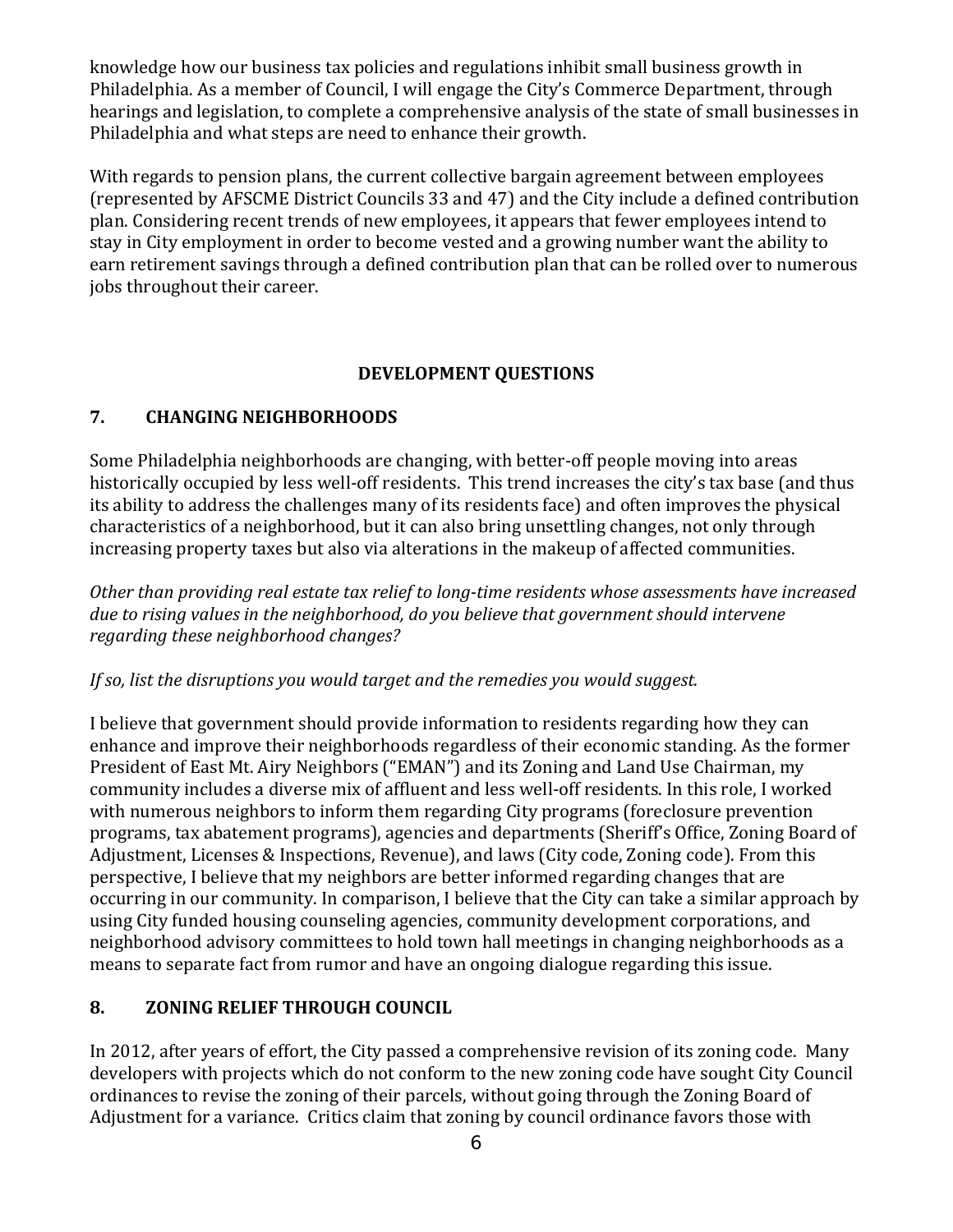knowledge how our business tax policies and regulations inhibit small business growth in Philadelphia. As a member of Council, I will engage the City's Commerce Department, through hearings and legislation, to complete a comprehensive analysis of the state of small businesses in Philadelphia and what steps are need to enhance their growth.

With regards to pension plans, the current collective bargain agreement between employees (represented by AFSCME District Councils 33 and 47) and the City include a defined contribution plan. Considering recent trends of new employees, it appears that fewer employees intend to stay in City employment in order to become vested and a growing number want the ability to earn retirement savings through a defined contribution plan that can be rolled over to numerous jobs throughout their career.

## DEVELOPMENT QUESTIONS

### 7. CHANGING NEIGHBORHOODS

Some Philadelphia neighborhoods are changing, with better-off people moving into areas historically occupied by less well-off residents. This trend increases the city's tax base (and thus its ability to address the challenges many of its residents face) and often improves the physical characteristics of a neighborhood, but it can also bring unsettling changes, not only through increasing property taxes but also via alterations in the makeup of affected communities.

*Other than providing real estate tax relief to long-time residents whose assessments have increased due to rising values in the neighborhood, do you believe that government should intervene regarding these neighborhood changes?*

*If so, list the disruptions you would target and the remedies you would suggest.*

I believe that government should provide information to residents regarding how they can enhance and improve their neighborhoods regardless of their economic standing. As the former President of East Mt. Airy Neighbors ("EMAN") and its Zoning and Land Use Chairman, my community includes a diverse mix of affluent and less well-off residents. In this role, I worked with numerous neighbors to inform them regarding City programs (foreclosure prevention programs, tax abatement programs), agencies and departments (Sheriff's Office, Zoning Board of Adjustment, Licenses & Inspections, Revenue), and laws (City code, Zoning code). From this perspective, I believe that my neighbors are better informed regarding changes that are occurring in our community. In comparison, I believe that the City can take a similar approach by using City funded housing counseling agencies, community development corporations, and neighborhood advisory committees to hold town hall meetings in changing neighborhoods as a means to separate fact from rumor and have an ongoing dialogue regarding this issue.

### 8. ZONING RELIEF THROUGH COUNCIL

In 2012, after years of effort, the City passed a comprehensive revision of its zoning code. Many developers with projects which do not conform to the new zoning code have sought City Council ordinances to revise the zoning of their parcels, without going through the Zoning Board of Adjustment for a variance. Critics claim that zoning by council ordinance favors those with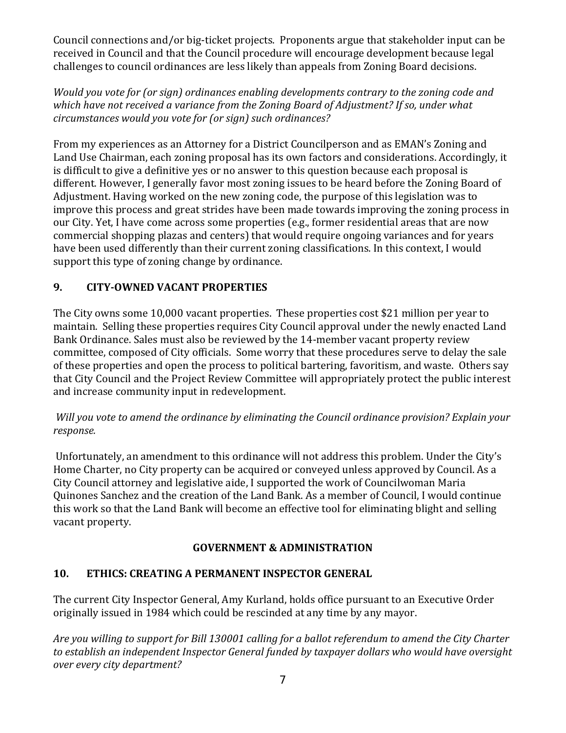Council connections and/or big-ticket projects. Proponents argue that stakeholder input can be received in Council and that the Council procedure will encourage development because legal challenges to council ordinances are less likely than appeals from Zoning Board decisions.

*Would you vote for (or sign) ordinances enabling developments contrary to the zoning code and which have not received a variance from the Zoning Board of Adjustment? If so, under what circumstances would you vote for (or sign) such ordinances?*

From my experiences as an Attorney for a District Councilperson and as EMAN's Zoning and Land Use Chairman, each zoning proposal has its own factors and considerations. Accordingly, it is difficult to give a definitive yes or no answer to this question because each proposal is different. However, I generally favor most zoning issues to be heard before the Zoning Board of Adjustment. Having worked on the new zoning code, the purpose of this legislation was to improve this process and great strides have been made towards improving the zoning process in our City. Yet, I have come across some properties (e.g., former residential areas that are now commercial shopping plazas and centers) that would require ongoing variances and for years have been used differently than their current zoning classifications. In this context, I would support this type of zoning change by ordinance.

## 9. CITY-OWNED VACANT PROPERTIES

The City owns some 10,000 vacant properties. These properties cost $21 million per year to maintain. Selling these properties requires City Council approval under the newly enacted Land Bank Ordinance. Sales must also be reviewed by the 14-member vacant property review committee, composed of City officials. Some worry that these procedures serve to delay the sale of these properties and open the process to political bartering, favoritism, and waste. Others say that City Council and the Project Review Committee will appropriately protect the public interest and increase community input in redevelopment.

*Will you vote to amend the ordinance by eliminating the Council ordinance provision? Explain your response.*

Unfortunately, an amendment to this ordinance will not address this problem. Under the City's Home Charter, no City property can be acquired or conveyed unless approved by Council. As a City Council attorney and legislative aide, I supported the work of Councilwoman Maria Quinones Sanchez and the creation of the Land Bank. As a member of Council, I would continue this work so that the Land Bank will become an effective tool for eliminating blight and selling vacant property.

# GOVERNMENT & ADMINISTRATION

## 10. ETHICS: CREATING A PERMANENT INSPECTOR GENERAL

The current City Inspector General, Amy Kurland, holds office pursuant to an Executive Order originally issued in 1984 which could be rescinded at any time by any mayor.

*Are you willing to support for Bill 130001 calling for a ballot referendum to amend the City Charter to establish an independent Inspector General funded by taxpayer dollars who would have oversight over every city department?*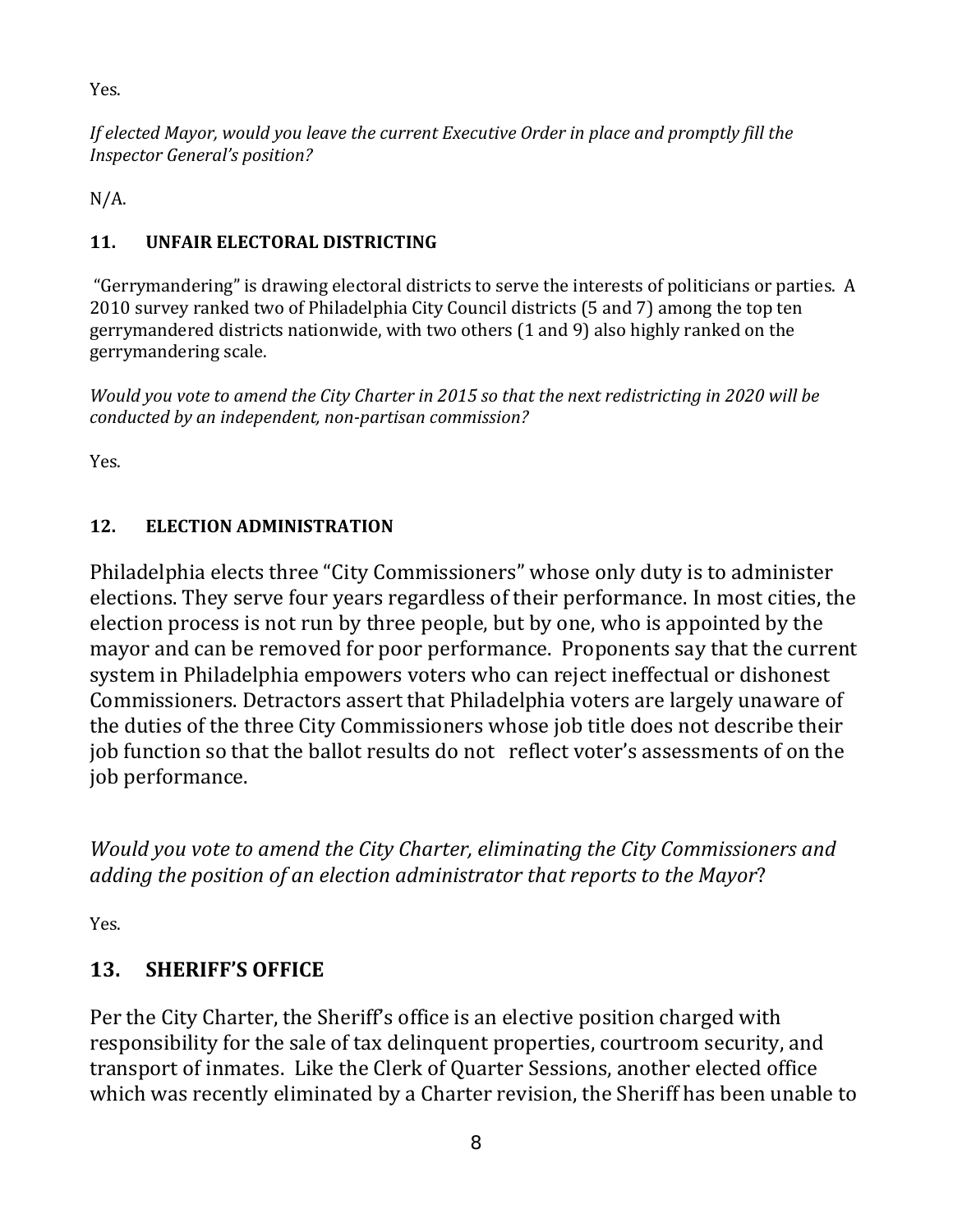Yes.

*If elected Mayor, would you leave the current Executive Order in place and promptly fill the Inspector General's position?*

N/A.

### 11. UNFAIR ELECTORAL DISTRICTING

"Gerrymandering" is drawing electoral districts to serve the interests of politicians or parties. A 2010 survey ranked two of Philadelphia City Council districts (5 and 7) among the top ten gerrymandered districts nationwide, with two others (1 and 9) also highly ranked on the gerrymandering scale.

*Would you vote to amend the City Charter in 2015 so that the next redistricting in 2020 will be conducted by an independent, non-partisan commission?*

Yes.

### 12. ELECTION ADMINISTRATION

Philadelphia elects three "City Commissioners" whose only duty is to administer elections. They serve four years regardless of their performance. In most cities, the election process is not run by three people, but by one, who is appointed by the mayor and can be removed for poor performance. Proponents say that the current system in Philadelphia empowers voters who can reject ineffectual or dishonest Commissioners. Detractors assert that Philadelphia voters are largely unaware of the duties of the three City Commissioners whose job title does not describe their job function so that the ballot results do not reflect voter's assessments of on the job performance.

*Would you vote to amend the City Charter, eliminating the City Commissioners and adding the position of an election administrator that reports to the Mayor*?

Yes.

### 13. SHERIFF'S OFFICE

Per the City Charter, the Sheriff's office is an elective position charged with responsibility for the sale of tax delinquent properties, courtroom security, and transport of inmates. Like the Clerk of Quarter Sessions, another elected office which was recently eliminated by a Charter revision, the Sheriff has been unable to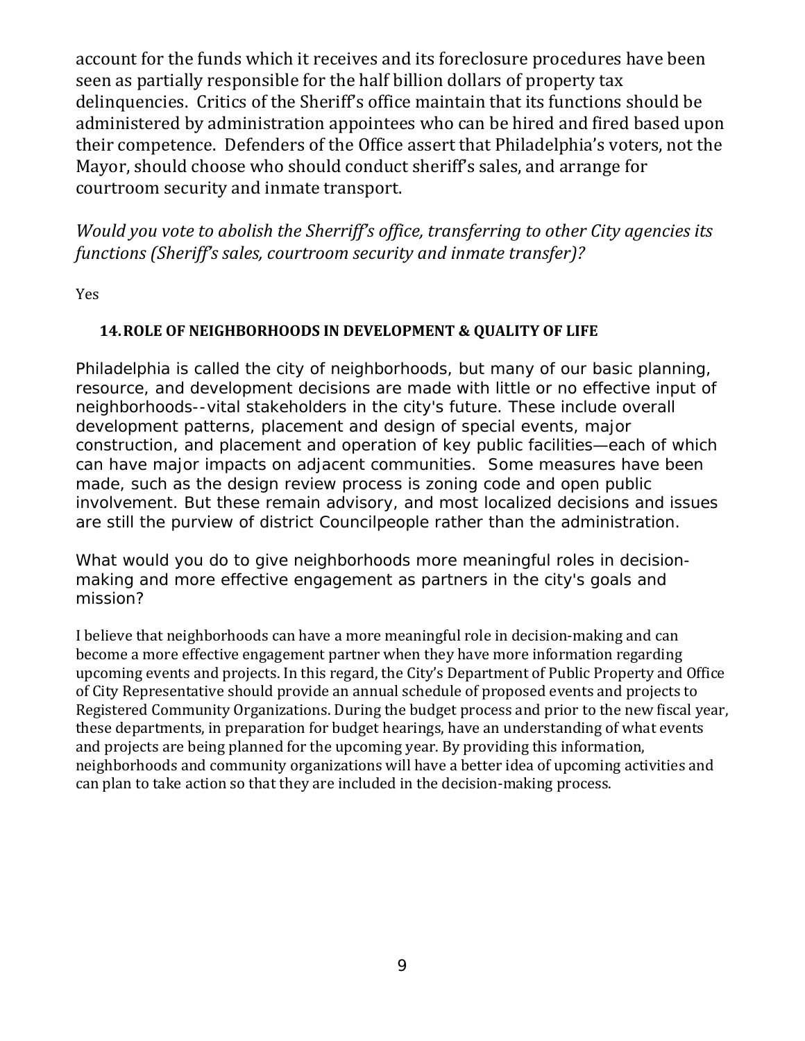account for the funds which it receives and its foreclosure procedures have been seen as partially responsible for the half billion dollars of property tax delinquencies. Critics of the Sheriff's office maintain that its functions should be administered by administration appointees who can be hired and fired based upon their competence. Defenders of the Office assert that Philadelphia's voters, not the Mayor, should choose who should conduct sheriff's sales, and arrange for courtroom security and inmate transport.

*Would you vote to abolish the Sherriff's office, transferring to other City agencies its functions (Sheriff's sales, courtroom security and inmate transfer)?*

Yes

## 14. ROLE OF NEIGHBORHOODS IN DEVELOPMENT & QUALITY OF LIFE

Philadelphia is called the city of neighborhoods, but many of our basic planning, resource, and development decisions are made with little or no effective input of neighborhoods--vital stakeholders in the city's future. These include overall development patterns, placement and design of special events, major construction, and placement and operation of key public facilities—each of which can have major impacts on adjacent communities. Some measures have been made, such as the design review process is zoning code and open public involvement. But these remain advisory, and most localized decisions and issues are still the purview of district Councilpeople rather than the administration.

What would you do to give neighborhoods more meaningful roles in decision-making and more effective engagement as partners in the city's goals and mission?

I believe that neighborhoods can have a more meaningful role in decision-making and can become a more effective engagement partner when they have more information regarding upcoming events and projects. In this regard, the City's Department of Public Property and Office of City Representative should provide an annual schedule of proposed events and projects to Registered Community Organizations. During the budget process and prior to the new fiscal year, these departments, in preparation for budget hearings, have an understanding of what events and projects are being planned for the upcoming year. By providing this information, neighborhoods and community organizations will have a better idea of upcoming activities and can plan to take action so that they are included in the decision-making process.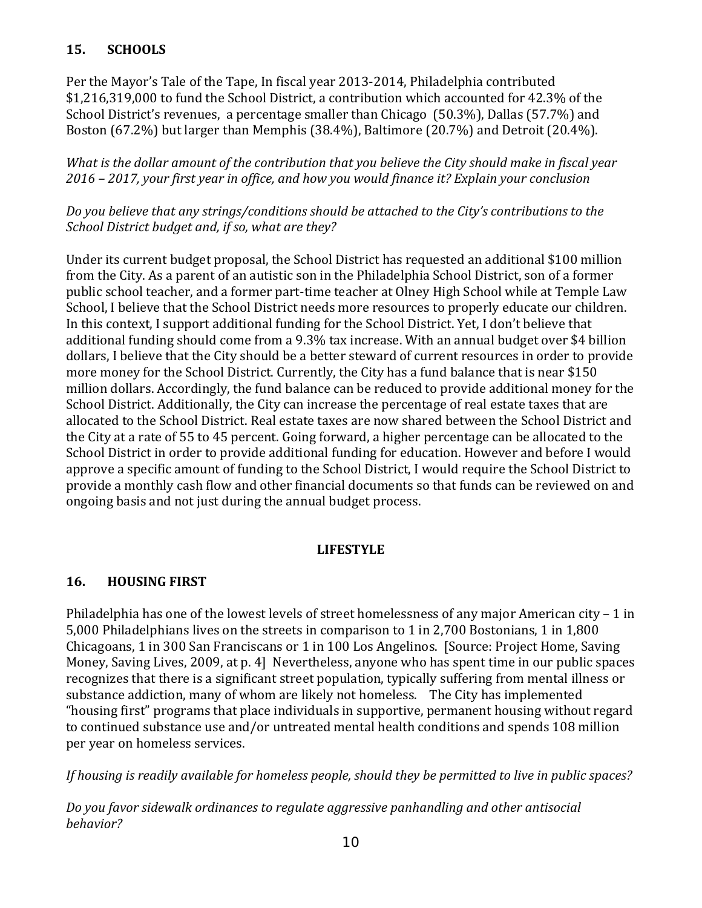## 15. SCHOOLS

Per the Mayor's Tale of the Tape, In fiscal year 2013-2014, Philadelphia contributed $1,216,319,000 to fund the School District, a contribution which accounted for 42.3% of the School District's revenues, a percentage smaller than Chicago (50.3%), Dallas (57.7%) and Boston (67.2%) but larger than Memphis (38.4%), Baltimore (20.7%) and Detroit (20.4%).

*What is the dollar amount of the contribution that you believe the City should make in fiscal year 2016 – 2017, your first year in office, and how you would finance it? Explain your conclusion*

*Do you believe that any strings/conditions should be attached to the City's contributions to the School District budget and, if so, what are they?*

Under its current budget proposal, the School District has requested an additional $100 million from the City. As a parent of an autistic son in the Philadelphia School District, son of a former public school teacher, and a former part-time teacher at Olney High School while at Temple Law School, I believe that the School District needs more resources to properly educate our children. In this context, I support additional funding for the School District. Yet, I don't believe that additional funding should come from a 9.3% tax increase. With an annual budget over $4 billion dollars, I believe that the City should be a better steward of current resources in order to provide more money for the School District. Currently, the City has a fund balance that is near $150 million dollars. Accordingly, the fund balance can be reduced to provide additional money for the School District. Additionally, the City can increase the percentage of real estate taxes that are allocated to the School District. Real estate taxes are now shared between the School District and the City at a rate of 55 to 45 percent. Going forward, a higher percentage can be allocated to the School District in order to provide additional funding for education. However and before I would approve a specific amount of funding to the School District, I would require the School District to provide a monthly cash flow and other financial documents so that funds can be reviewed on and ongoing basis and not just during the annual budget process.

# LIFESTYLE

## 16. HOUSING FIRST

Philadelphia has one of the lowest levels of street homelessness of any major American city – 1 in 5,000 Philadelphians lives on the streets in comparison to 1 in 2,700 Bostonians, 1 in 1,800 Chicagoans, 1 in 300 San Franciscans or 1 in 100 Los Angelinos. [Source: Project Home, Saving Money, Saving Lives, 2009, at p. 4] Nevertheless, anyone who has spent time in our public spaces recognizes that there is a significant street population, typically suffering from mental illness or substance addiction, many of whom are likely not homeless. The City has implemented "housing first" programs that place individuals in supportive, permanent housing without regard to continued substance use and/or untreated mental health conditions and spends 108 million per year on homeless services.

*If housing is readily available for homeless people, should they be permitted to live in public spaces?*

*Do you favor sidewalk ordinances to regulate aggressive panhandling and other antisocial behavior?*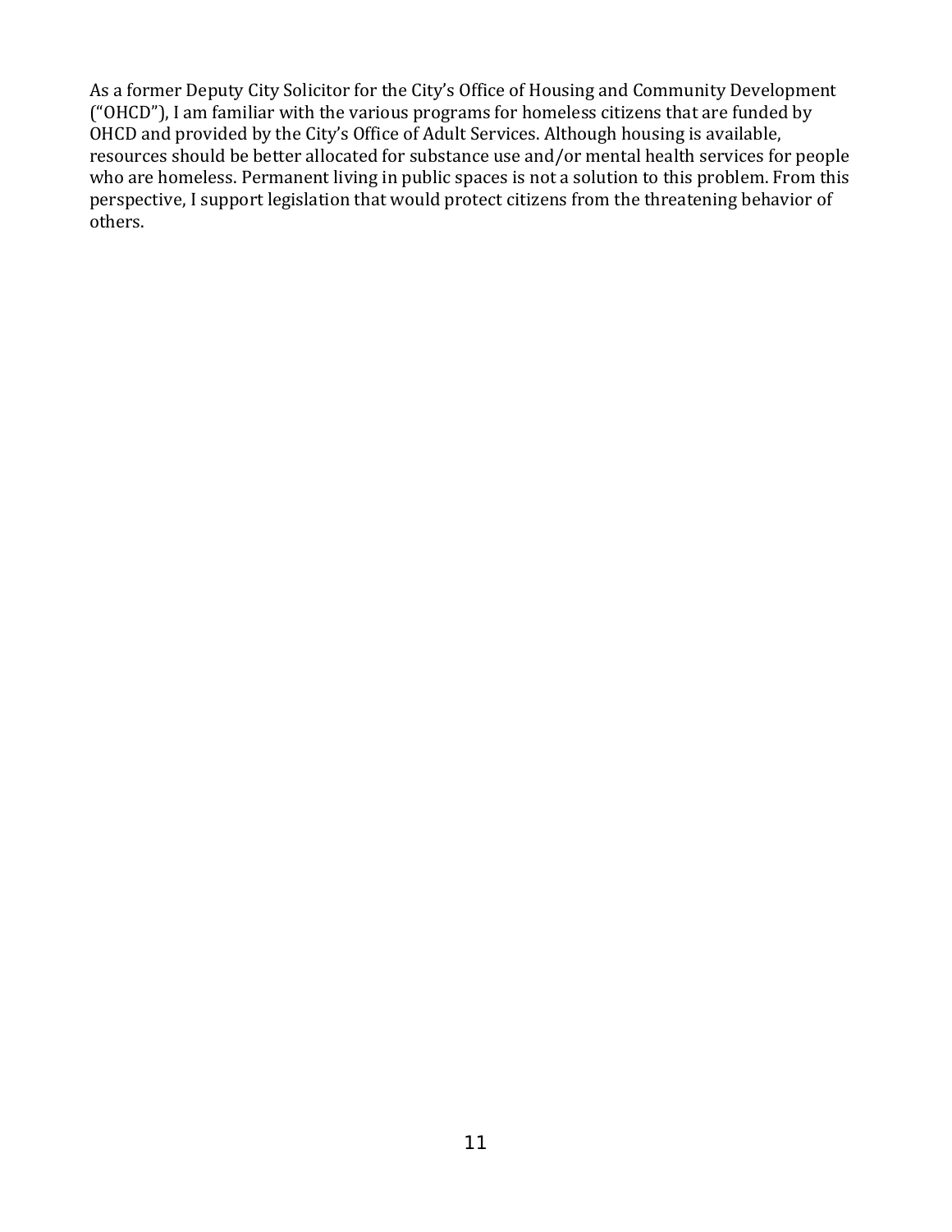As a former Deputy City Solicitor for the City's Office of Housing and Community Development ("OHCD"), I am familiar with the various programs for homeless citizens that are funded by OHCD and provided by the City's Office of Adult Services. Although housing is available, resources should be better allocated for substance use and/or mental health services for people who are homeless. Permanent living in public spaces is not a solution to this problem. From this perspective, I support legislation that would protect citizens from the threatening behavior of others.